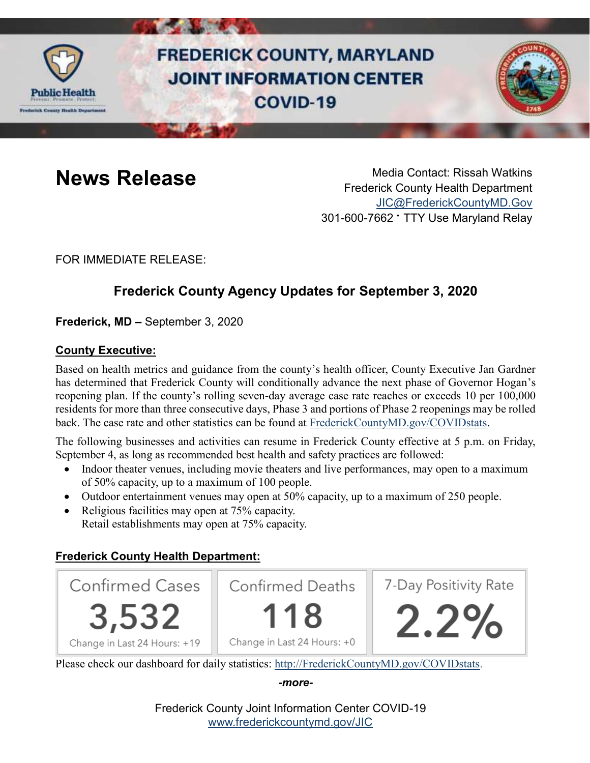# FREDERICK COUNTY, MARYLAND JOINT INFORMATION CENTER COVID-19

## News Release

Media Contact: Rissah Watkins
Frederick County Health Department
JIC@FrederickCountyMD.Gov
301-600-7662 • TTY Use Maryland Relay

FOR IMMEDIATE RELEASE:

### Frederick County Agency Updates for September 3, 2020

**Frederick, MD –** September 3, 2020

**County Executive:**

Based on health metrics and guidance from the county's health officer, County Executive Jan Gardner has determined that Frederick County will conditionally advance the next phase of Governor Hogan's reopening plan. If the county's rolling seven-day average case rate reaches or exceeds 10 per 100,000 residents for more than three consecutive days, Phase 3 and portions of Phase 2 reopenings may be rolled back. The case rate and other statistics can be found at FrederickCountyMD.gov/COVIDstats.

The following businesses and activities can resume in Frederick County effective at 5 p.m. on Friday, September 4, as long as recommended best health and safety practices are followed:

- Indoor theater venues, including movie theaters and live performances, may open to a maximum of 50% capacity, up to a maximum of 100 people.
- Outdoor entertainment venues may open at 50% capacity, up to a maximum of 250 people.
- Religious facilities may open at 75% capacity.
  Retail establishments may open at 75% capacity.

**Frederick County Health Department:**

| Confirmed Cases | Confirmed Deaths | 7-Day Positivity Rate |
|---|---|---|
| 3,532 | 118 | 2.2% |
| Change in Last 24 Hours: +19 | Change in Last 24 Hours: +0 | |

Please check our dashboard for daily statistics: http://FrederickCountyMD.gov/COVIDstats.

*-more-*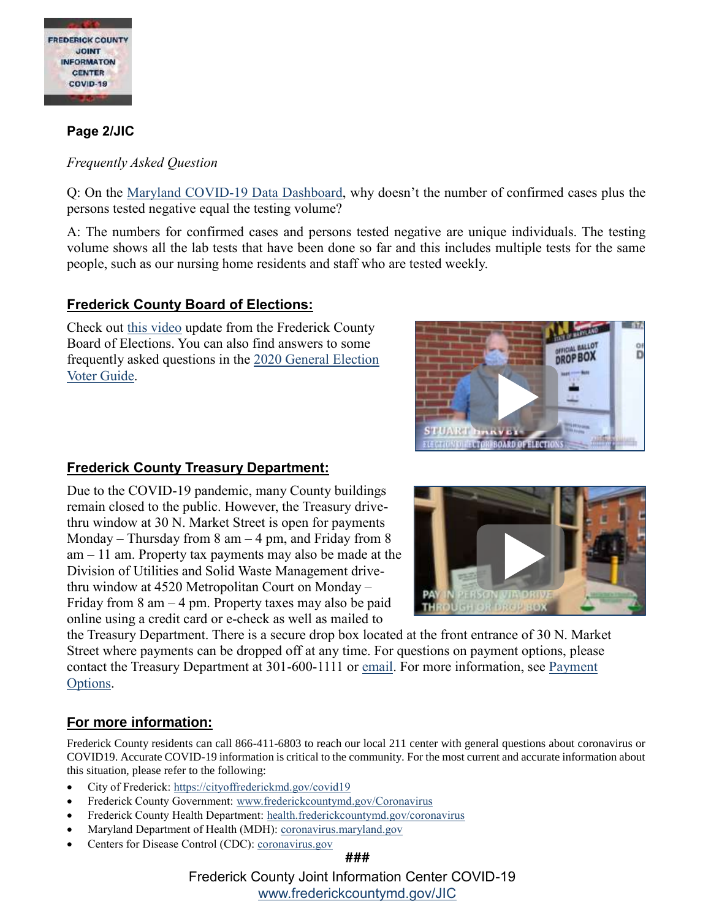**Page 2/JIC**

*Frequently Asked Question*

Q: On the Maryland COVID-19 Data Dashboard, why doesn't the number of confirmed cases plus the persons tested negative equal the testing volume?

A: The numbers for confirmed cases and persons tested negative are unique individuals. The testing volume shows all the lab tests that have been done so far and this includes multiple tests for the same people, such as our nursing home residents and staff who are tested weekly.

## Frederick County Board of Elections:

Check out this video update from the Frederick County Board of Elections. You can also find answers to some frequently asked questions in the 2020 General Election Voter Guide.

## Frederick County Treasury Department:

Due to the COVID-19 pandemic, many County buildings remain closed to the public. However, the Treasury drive-thru window at 30 N. Market Street is open for payments Monday – Thursday from 8 am – 4 pm, and Friday from 8 am – 11 am. Property tax payments may also be made at the Division of Utilities and Solid Waste Management drive-thru window at 4520 Metropolitan Court on Monday – Friday from 8 am – 4 pm. Property taxes may also be paid online using a credit card or e-check as well as mailed to the Treasury Department. There is a secure drop box located at the front entrance of 30 N. Market Street where payments can be dropped off at any time. For questions on payment options, please contact the Treasury Department at 301-600-1111 or email. For more information, see Payment Options.

## For more information:

Frederick County residents can call 866-411-6803 to reach our local 211 center with general questions about coronavirus or COVID19. Accurate COVID-19 information is critical to the community. For the most current and accurate information about this situation, please refer to the following:

- City of Frederick: https://cityoffrederickmd.gov/covid19
- Frederick County Government: www.frederickcountymd.gov/Coronavirus
- Frederick County Health Department: health.frederickcountymd.gov/coronavirus
- Maryland Department of Health (MDH): coronavirus.maryland.gov
- Centers for Disease Control (CDC): coronavirus.gov

###

Frederick County Joint Information Center COVID-19
www.frederickcountymd.gov/JIC